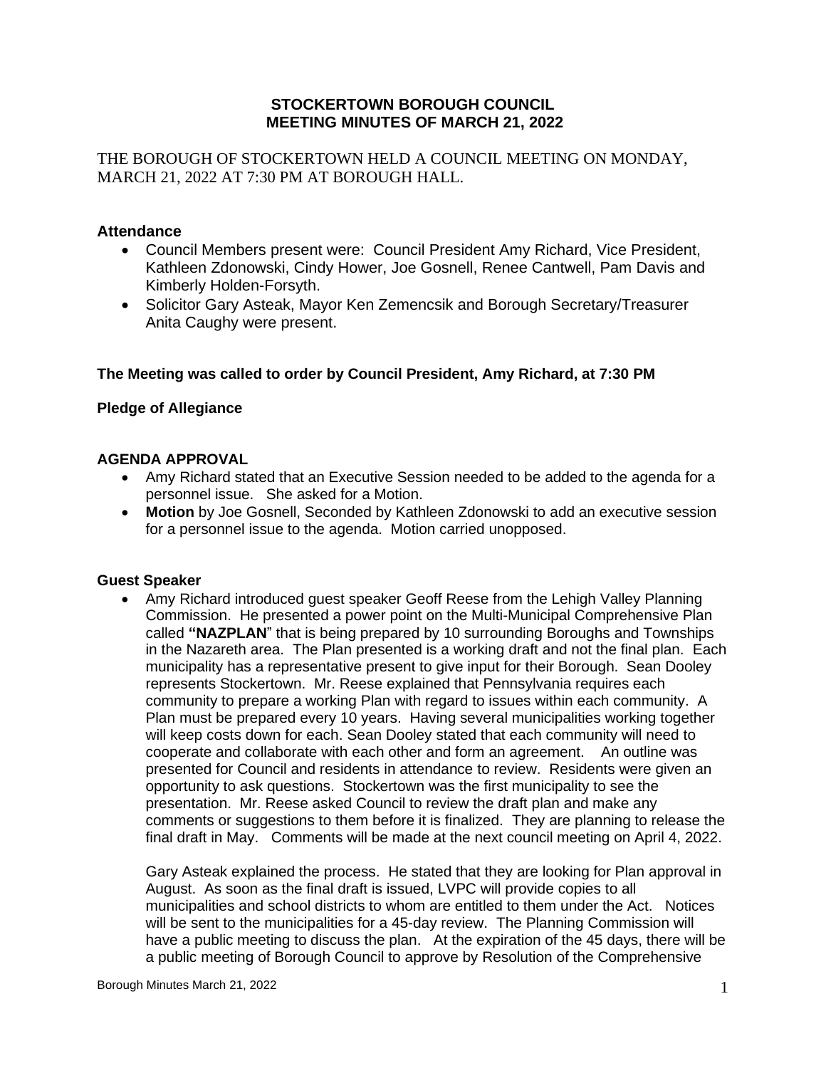**STOCKERTOWN BOROUGH COUNCIL**
**MEETING MINUTES OF MARCH 21, 2022**

THE BOROUGH OF STOCKERTOWN HELD A COUNCIL MEETING ON MONDAY, MARCH 21, 2022 AT 7:30 PM AT BOROUGH HALL.

### Attendance

- Council Members present were: Council President Amy Richard, Vice President, Kathleen Zdonowski, Cindy Hower, Joe Gosnell, Renee Cantwell, Pam Davis and Kimberly Holden-Forsyth.
- Solicitor Gary Asteak, Mayor Ken Zemencsik and Borough Secretary/Treasurer Anita Caughy were present.

**The Meeting was called to order by Council President, Amy Richard, at 7:30 PM**

**Pledge of Allegiance**

### AGENDA APPROVAL

- Amy Richard stated that an Executive Session needed to be added to the agenda for a personnel issue. She asked for a Motion.
- **Motion** by Joe Gosnell, Seconded by Kathleen Zdonowski to add an executive session for a personnel issue to the agenda. Motion carried unopposed.

### Guest Speaker

- Amy Richard introduced guest speaker Geoff Reese from the Lehigh Valley Planning Commission. He presented a power point on the Multi-Municipal Comprehensive Plan called **"NAZPLAN"** that is being prepared by 10 surrounding Boroughs and Townships in the Nazareth area. The Plan presented is a working draft and not the final plan. Each municipality has a representative present to give input for their Borough. Sean Dooley represents Stockertown. Mr. Reese explained that Pennsylvania requires each community to prepare a working Plan with regard to issues within each community. A Plan must be prepared every 10 years. Having several municipalities working together will keep costs down for each. Sean Dooley stated that each community will need to cooperate and collaborate with each other and form an agreement. An outline was presented for Council and residents in attendance to review. Residents were given an opportunity to ask questions. Stockertown was the first municipality to see the presentation. Mr. Reese asked Council to review the draft plan and make any comments or suggestions to them before it is finalized. They are planning to release the final draft in May. Comments will be made at the next council meeting on April 4, 2022.

  Gary Asteak explained the process. He stated that they are looking for Plan approval in August. As soon as the final draft is issued, LVPC will provide copies to all municipalities and school districts to whom are entitled to them under the Act. Notices will be sent to the municipalities for a 45-day review. The Planning Commission will have a public meeting to discuss the plan. At the expiration of the 45 days, there will be a public meeting of Borough Council to approve by Resolution of the Comprehensive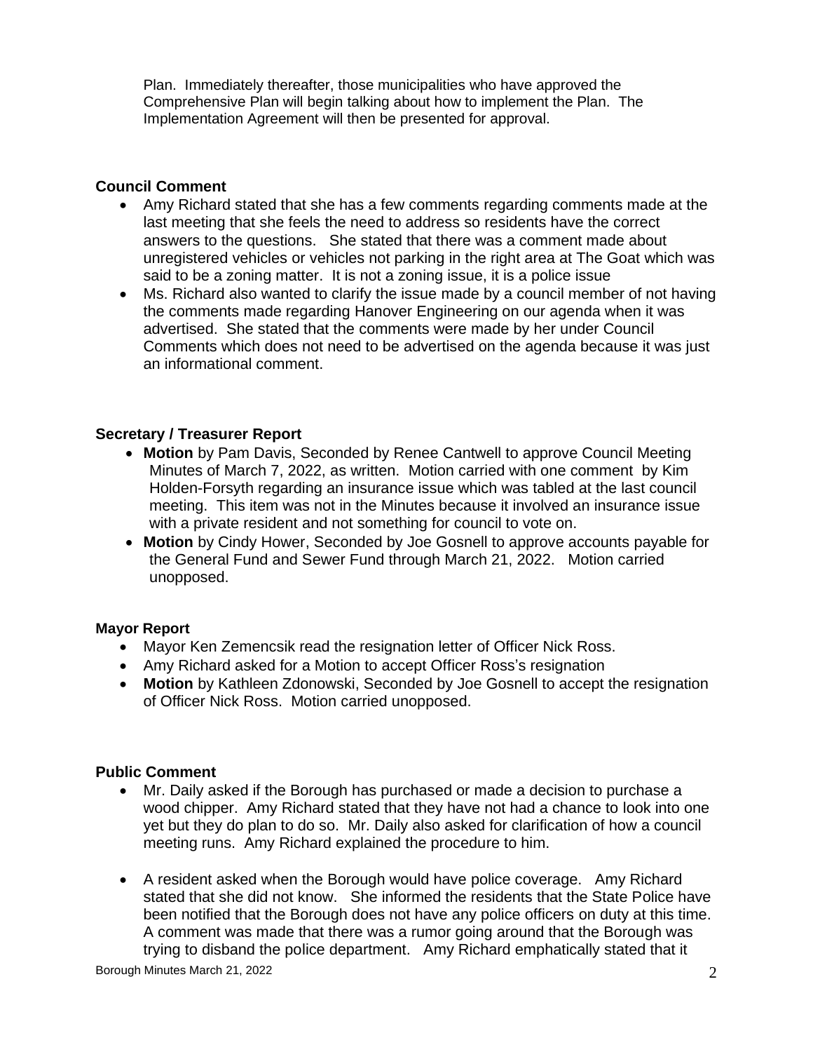Plan. Immediately thereafter, those municipalities who have approved the Comprehensive Plan will begin talking about how to implement the Plan. The Implementation Agreement will then be presented for approval.

**Council Comment**

- Amy Richard stated that she has a few comments regarding comments made at the last meeting that she feels the need to address so residents have the correct answers to the questions. She stated that there was a comment made about unregistered vehicles or vehicles not parking in the right area at The Goat which was said to be a zoning matter. It is not a zoning issue, it is a police issue
- Ms. Richard also wanted to clarify the issue made by a council member of not having the comments made regarding Hanover Engineering on our agenda when it was advertised. She stated that the comments were made by her under Council Comments which does not need to be advertised on the agenda because it was just an informational comment.

**Secretary / Treasurer Report**

- **Motion** by Pam Davis, Seconded by Renee Cantwell to approve Council Meeting Minutes of March 7, 2022, as written. Motion carried with one comment by Kim Holden-Forsyth regarding an insurance issue which was tabled at the last council meeting. This item was not in the Minutes because it involved an insurance issue with a private resident and not something for council to vote on.
- **Motion** by Cindy Hower, Seconded by Joe Gosnell to approve accounts payable for the General Fund and Sewer Fund through March 21, 2022. Motion carried unopposed.

**Mayor Report**

- Mayor Ken Zemencsik read the resignation letter of Officer Nick Ross.
- Amy Richard asked for a Motion to accept Officer Ross's resignation
- **Motion** by Kathleen Zdonowski, Seconded by Joe Gosnell to accept the resignation of Officer Nick Ross. Motion carried unopposed.

**Public Comment**

- Mr. Daily asked if the Borough has purchased or made a decision to purchase a wood chipper. Amy Richard stated that they have not had a chance to look into one yet but they do plan to do so. Mr. Daily also asked for clarification of how a council meeting runs. Amy Richard explained the procedure to him.
- A resident asked when the Borough would have police coverage. Amy Richard stated that she did not know. She informed the residents that the State Police have been notified that the Borough does not have any police officers on duty at this time. A comment was made that there was a rumor going around that the Borough was trying to disband the police department. Amy Richard emphatically stated that it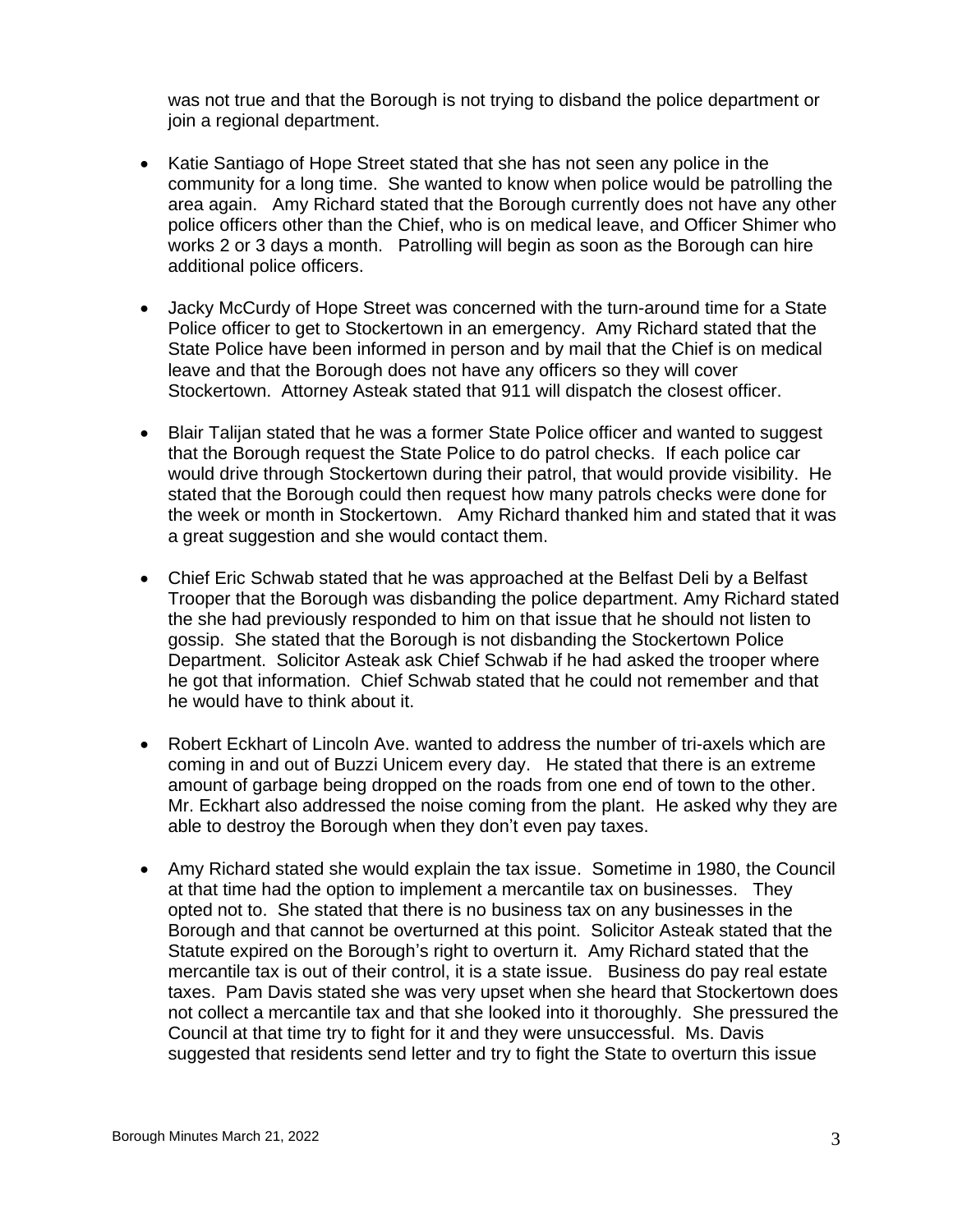was not true and that the Borough is not trying to disband the police department or join a regional department.

- Katie Santiago of Hope Street stated that she has not seen any police in the community for a long time. She wanted to know when police would be patrolling the area again. Amy Richard stated that the Borough currently does not have any other police officers other than the Chief, who is on medical leave, and Officer Shimer who works 2 or 3 days a month. Patrolling will begin as soon as the Borough can hire additional police officers.

- Jacky McCurdy of Hope Street was concerned with the turn-around time for a State Police officer to get to Stockertown in an emergency. Amy Richard stated that the State Police have been informed in person and by mail that the Chief is on medical leave and that the Borough does not have any officers so they will cover Stockertown. Attorney Asteak stated that 911 will dispatch the closest officer.

- Blair Talijan stated that he was a former State Police officer and wanted to suggest that the Borough request the State Police to do patrol checks. If each police car would drive through Stockertown during their patrol, that would provide visibility. He stated that the Borough could then request how many patrols checks were done for the week or month in Stockertown. Amy Richard thanked him and stated that it was a great suggestion and she would contact them.

- Chief Eric Schwab stated that he was approached at the Belfast Deli by a Belfast Trooper that the Borough was disbanding the police department. Amy Richard stated the she had previously responded to him on that issue that he should not listen to gossip. She stated that the Borough is not disbanding the Stockertown Police Department. Solicitor Asteak ask Chief Schwab if he had asked the trooper where he got that information. Chief Schwab stated that he could not remember and that he would have to think about it.

- Robert Eckhart of Lincoln Ave. wanted to address the number of tri-axels which are coming in and out of Buzzi Unicem every day. He stated that there is an extreme amount of garbage being dropped on the roads from one end of town to the other. Mr. Eckhart also addressed the noise coming from the plant. He asked why they are able to destroy the Borough when they don't even pay taxes.

- Amy Richard stated she would explain the tax issue. Sometime in 1980, the Council at that time had the option to implement a mercantile tax on businesses. They opted not to. She stated that there is no business tax on any businesses in the Borough and that cannot be overturned at this point. Solicitor Asteak stated that the Statute expired on the Borough's right to overturn it. Amy Richard stated that the mercantile tax is out of their control, it is a state issue. Business do pay real estate taxes. Pam Davis stated she was very upset when she heard that Stockertown does not collect a mercantile tax and that she looked into it thoroughly. She pressured the Council at that time try to fight for it and they were unsuccessful. Ms. Davis suggested that residents send letter and try to fight the State to overturn this issue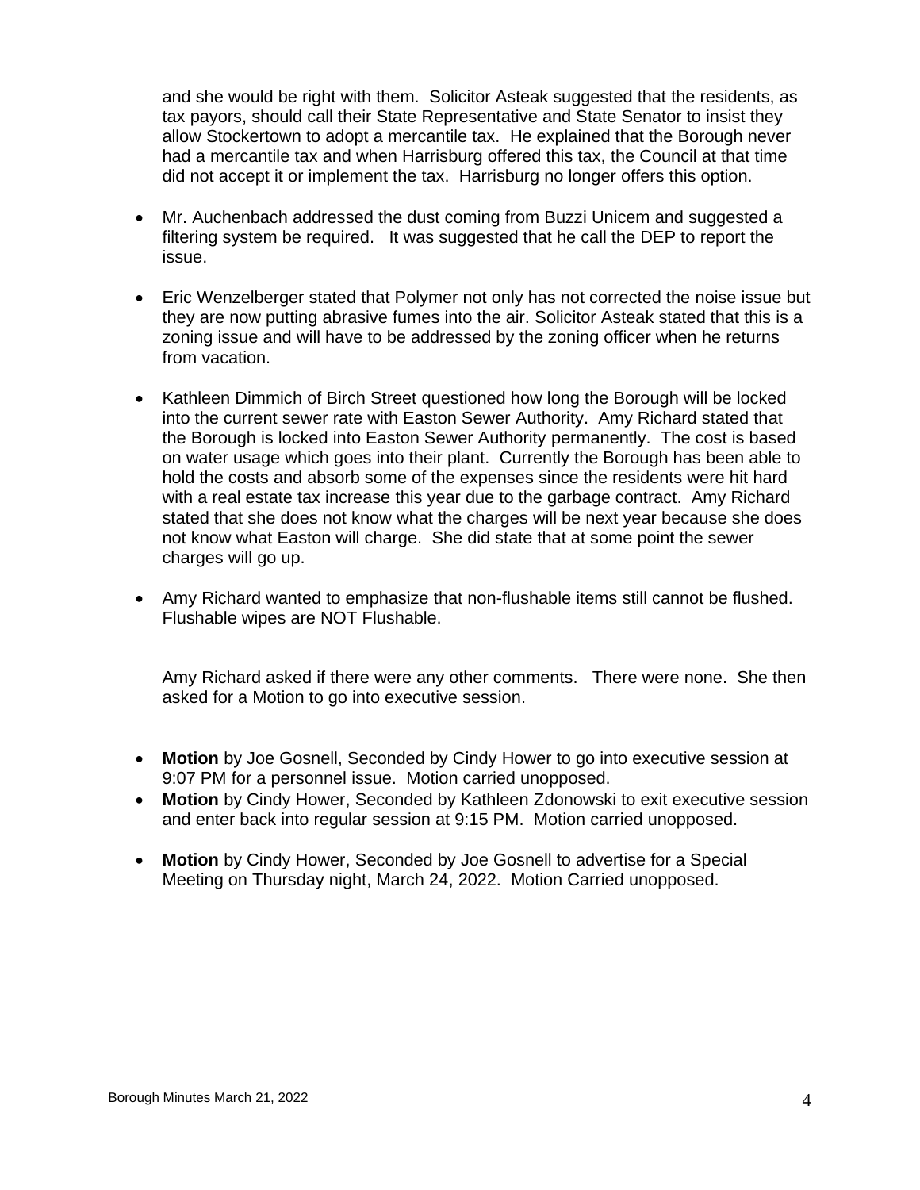and she would be right with them. Solicitor Asteak suggested that the residents, as tax payors, should call their State Representative and State Senator to insist they allow Stockertown to adopt a mercantile tax. He explained that the Borough never had a mercantile tax and when Harrisburg offered this tax, the Council at that time did not accept it or implement the tax. Harrisburg no longer offers this option.

- Mr. Auchenbach addressed the dust coming from Buzzi Unicem and suggested a filtering system be required. It was suggested that he call the DEP to report the issue.

- Eric Wenzelberger stated that Polymer not only has not corrected the noise issue but they are now putting abrasive fumes into the air. Solicitor Asteak stated that this is a zoning issue and will have to be addressed by the zoning officer when he returns from vacation.

- Kathleen Dimmich of Birch Street questioned how long the Borough will be locked into the current sewer rate with Easton Sewer Authority. Amy Richard stated that the Borough is locked into Easton Sewer Authority permanently. The cost is based on water usage which goes into their plant. Currently the Borough has been able to hold the costs and absorb some of the expenses since the residents were hit hard with a real estate tax increase this year due to the garbage contract. Amy Richard stated that she does not know what the charges will be next year because she does not know what Easton will charge. She did state that at some point the sewer charges will go up.

- Amy Richard wanted to emphasize that non-flushable items still cannot be flushed. Flushable wipes are NOT Flushable.

Amy Richard asked if there were any other comments. There were none. She then asked for a Motion to go into executive session.

- **Motion** by Joe Gosnell, Seconded by Cindy Hower to go into executive session at 9:07 PM for a personnel issue. Motion carried unopposed.
- **Motion** by Cindy Hower, Seconded by Kathleen Zdonowski to exit executive session and enter back into regular session at 9:15 PM. Motion carried unopposed.

- **Motion** by Cindy Hower, Seconded by Joe Gosnell to advertise for a Special Meeting on Thursday night, March 24, 2022. Motion Carried unopposed.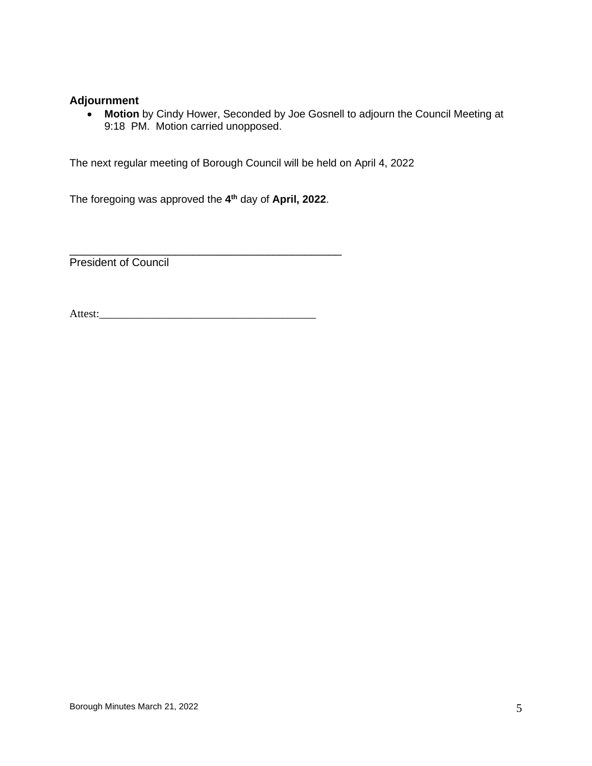### Adjournment

- **Motion** by Cindy Hower, Seconded by Joe Gosnell to adjourn the Council Meeting at 9:18 PM. Motion carried unopposed.

The next regular meeting of Borough Council will be held on April 4, 2022

The foregoing was approved the **4th** day of **April, 2022**.

_______________________________________________
President of Council

Attest:_______________________________________